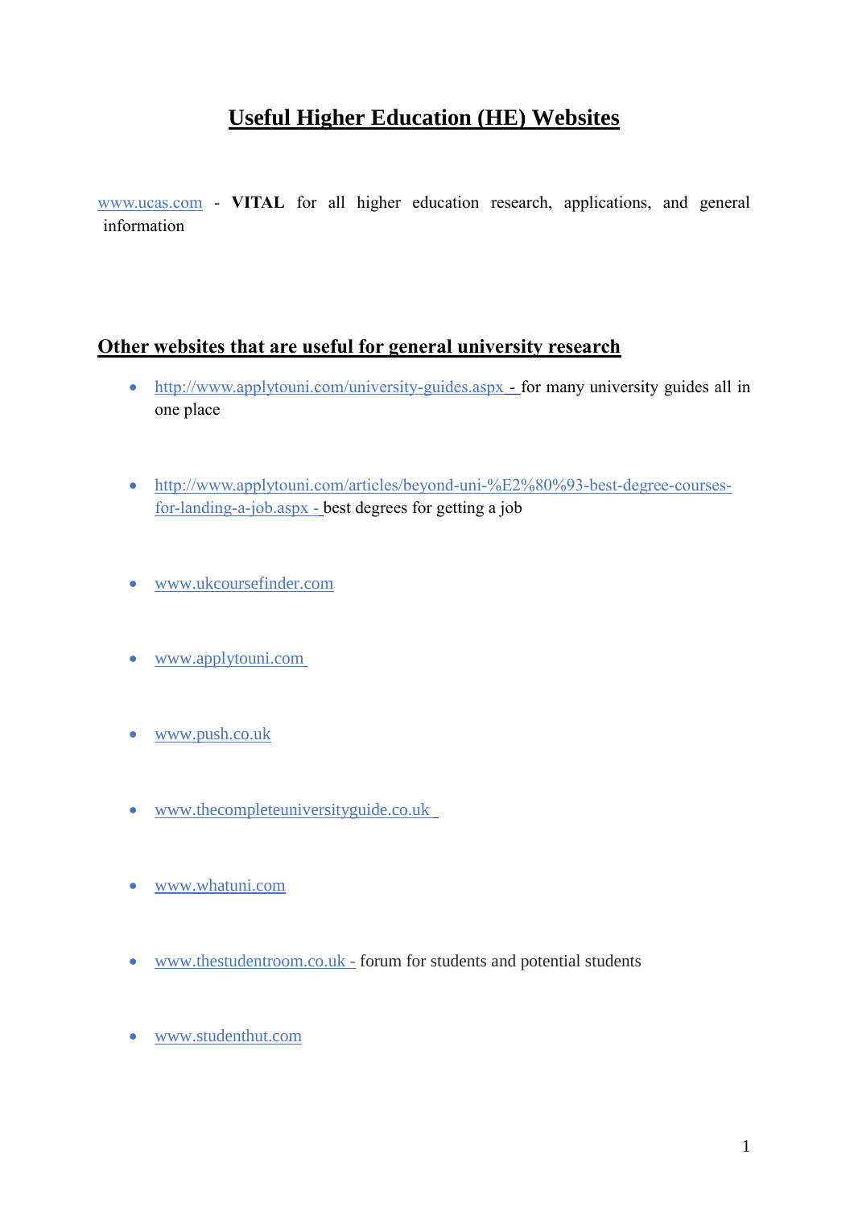# Useful Higher Education (HE) Websites

www.ucas.com - **VITAL** for all higher education research, applications, and general information

## Other websites that are useful for general university research

- http://www.applytouni.com/university-guides.aspx - for many university guides all in one place
- http://www.applytouni.com/articles/beyond-uni-%E2%80%93-best-degree-courses-for-landing-a-job.aspx - best degrees for getting a job
- www.ukcoursefinder.com
- www.applytouni.com
- www.push.co.uk
- www.thecompleteuniversityguide.co.uk
- www.whatuni.com
- www.thestudentroom.co.uk - forum for students and potential students
- www.studenthut.com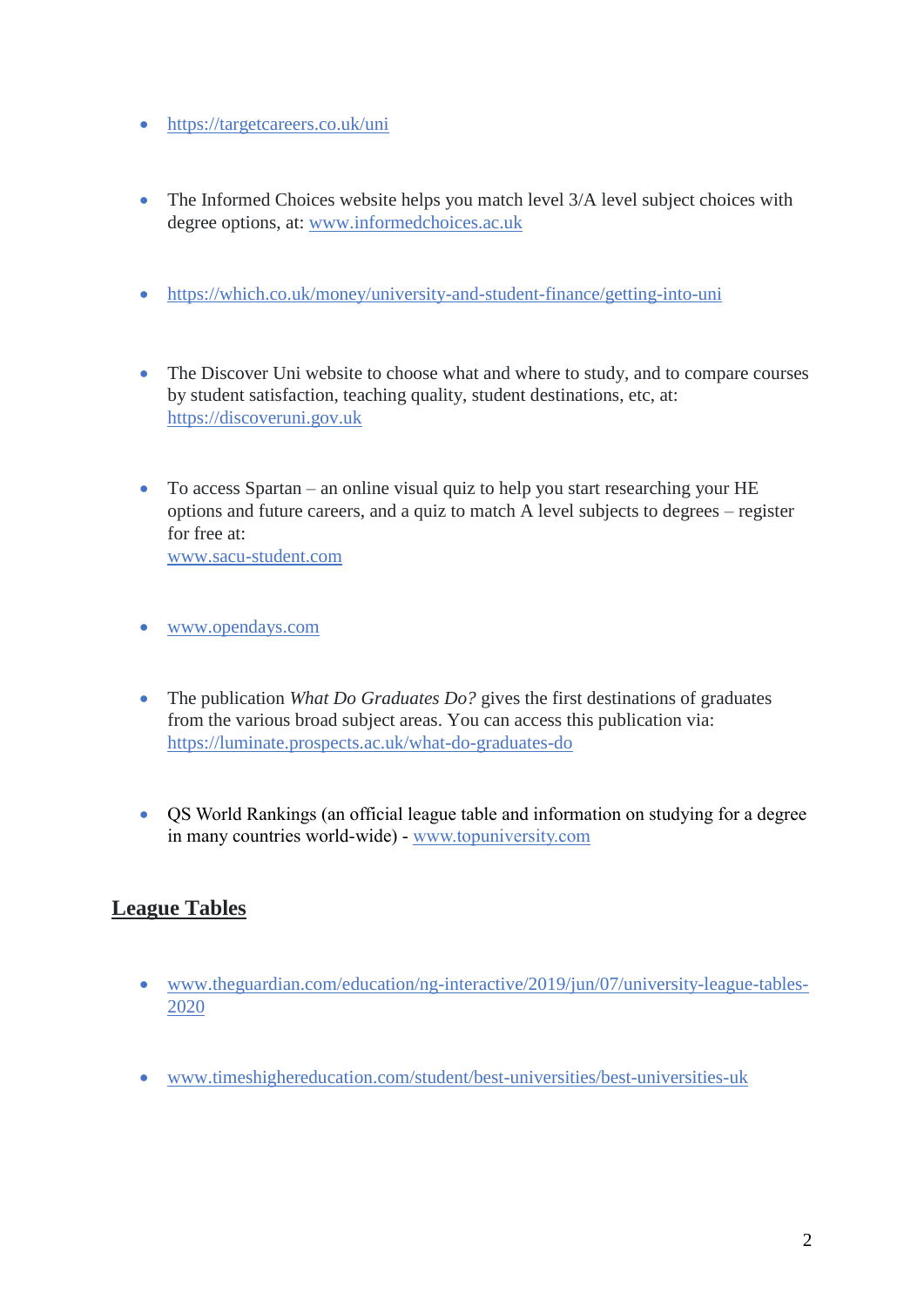- https://targetcareers.co.uk/uni

- The Informed Choices website helps you match level 3/A level subject choices with degree options, at: www.informedchoices.ac.uk

- https://which.co.uk/money/university-and-student-finance/getting-into-uni

- The Discover Uni website to choose what and where to study, and to compare courses by student satisfaction, teaching quality, student destinations, etc, at: https://discoveruni.gov.uk

- To access Spartan – an online visual quiz to help you start researching your HE options and future careers, and a quiz to match A level subjects to degrees – register for free at: www.sacu-student.com

- www.opendays.com

- The publication *What Do Graduates Do?* gives the first destinations of graduates from the various broad subject areas. You can access this publication via: https://luminate.prospects.ac.uk/what-do-graduates-do

- QS World Rankings (an official league table and information on studying for a degree in many countries world-wide) - www.topuniversity.com

## League Tables

- www.theguardian.com/education/ng-interactive/2019/jun/07/university-league-tables-2020

- www.timeshighereducation.com/student/best-universities/best-universities-uk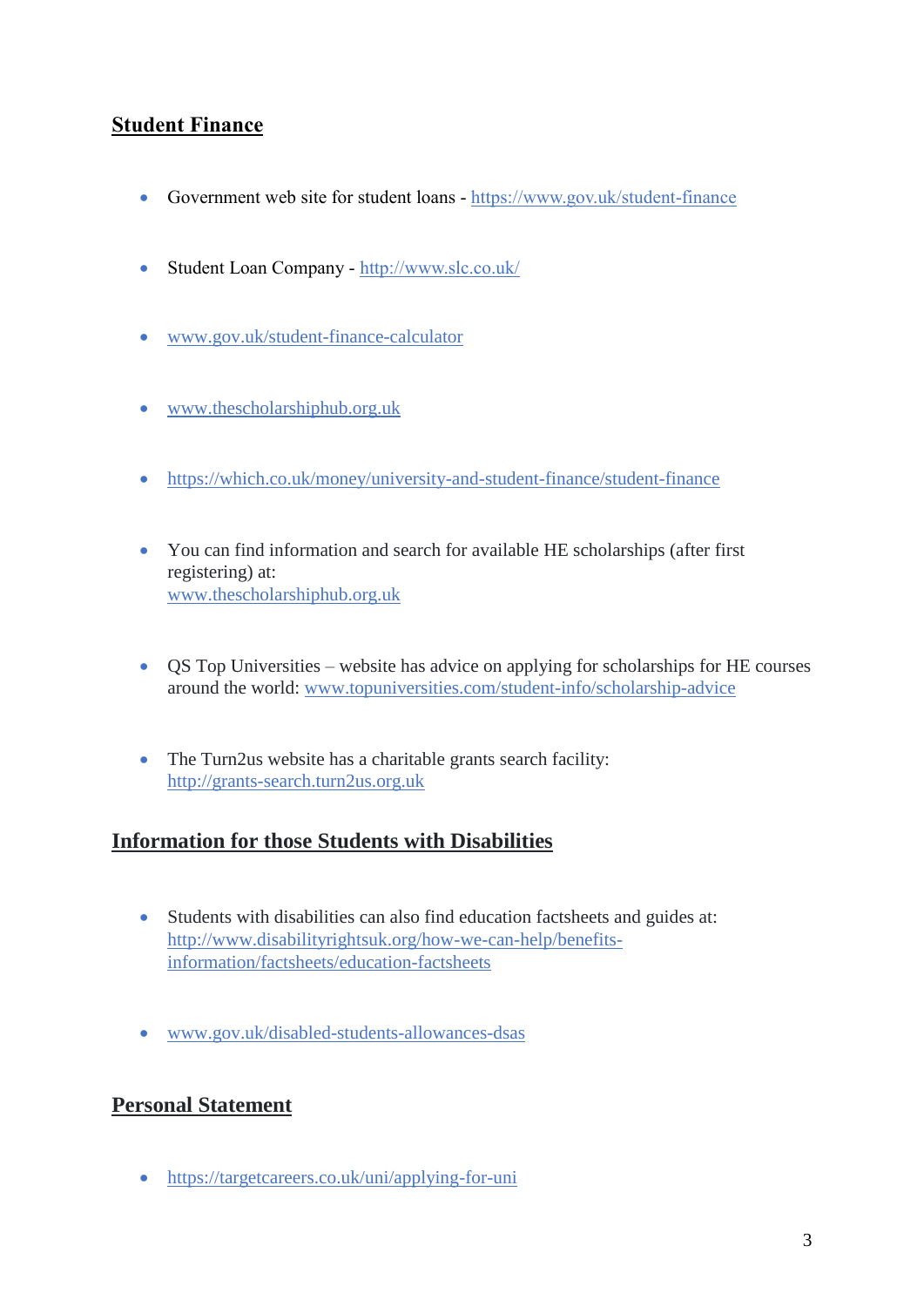## Student Finance

- Government web site for student loans - https://www.gov.uk/student-finance
- Student Loan Company - http://www.slc.co.uk/
- www.gov.uk/student-finance-calculator
- www.thescholarshiphub.org.uk
- https://which.co.uk/money/university-and-student-finance/student-finance
- You can find information and search for available HE scholarships (after first registering) at:
  www.thescholarshiphub.org.uk
- QS Top Universities – website has advice on applying for scholarships for HE courses around the world: www.topuniversities.com/student-info/scholarship-advice
- The Turn2us website has a charitable grants search facility:
  http://grants-search.turn2us.org.uk

## Information for those Students with Disabilities

- Students with disabilities can also find education factsheets and guides at:
  http://www.disabilityrightsuk.org/how-we-can-help/benefits-information/factsheets/education-factsheets
- www.gov.uk/disabled-students-allowances-dsas

## Personal Statement

- https://targetcareers.co.uk/uni/applying-for-uni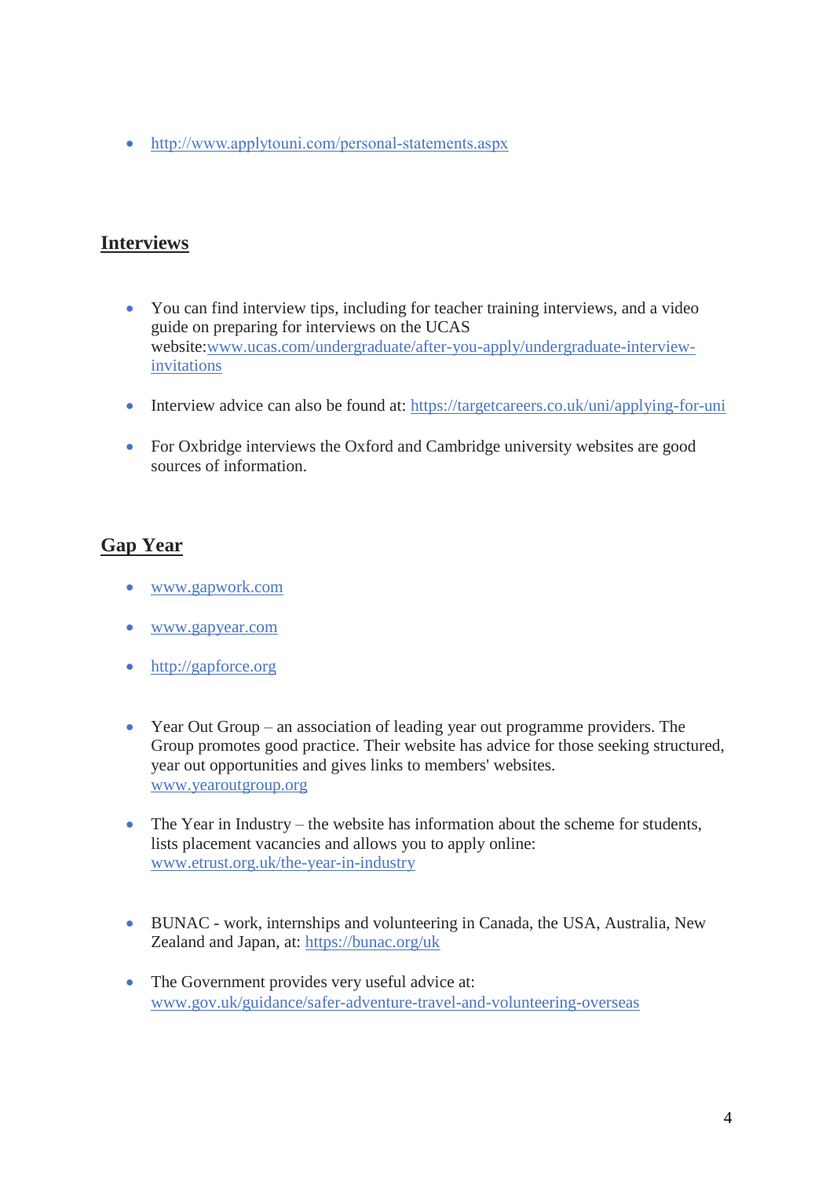- http://www.applytouni.com/personal-statements.aspx

## Interviews

- You can find interview tips, including for teacher training interviews, and a video guide on preparing for interviews on the UCAS website:www.ucas.com/undergraduate/after-you-apply/undergraduate-interview-invitations

- Interview advice can also be found at: https://targetcareers.co.uk/uni/applying-for-uni

- For Oxbridge interviews the Oxford and Cambridge university websites are good sources of information.

## Gap Year

- www.gapwork.com

- www.gapyear.com

- http://gapforce.org

- Year Out Group – an association of leading year out programme providers. The Group promotes good practice. Their website has advice for those seeking structured, year out opportunities and gives links to members' websites. www.yearoutgroup.org

- The Year in Industry – the website has information about the scheme for students, lists placement vacancies and allows you to apply online: www.etrust.org.uk/the-year-in-industry

- BUNAC - work, internships and volunteering in Canada, the USA, Australia, New Zealand and Japan, at: https://bunac.org/uk

- The Government provides very useful advice at: www.gov.uk/guidance/safer-adventure-travel-and-volunteering-overseas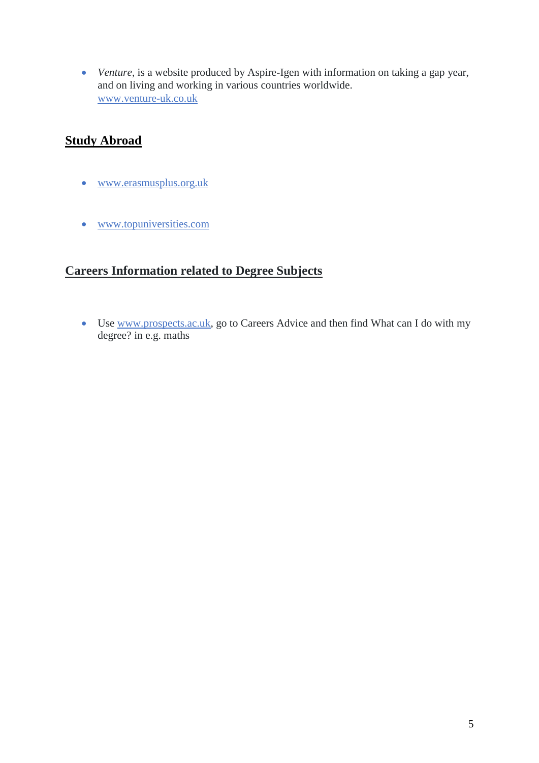- *Venture*, is a website produced by Aspire-Igen with information on taking a gap year, and on living and working in various countries worldwide.
  www.venture-uk.co.uk

## Study Abroad

- www.erasmusplus.org.uk

- www.topuniversities.com

## Careers Information related to Degree Subjects

- Use www.prospects.ac.uk, go to Careers Advice and then find What can I do with my degree? in e.g. maths